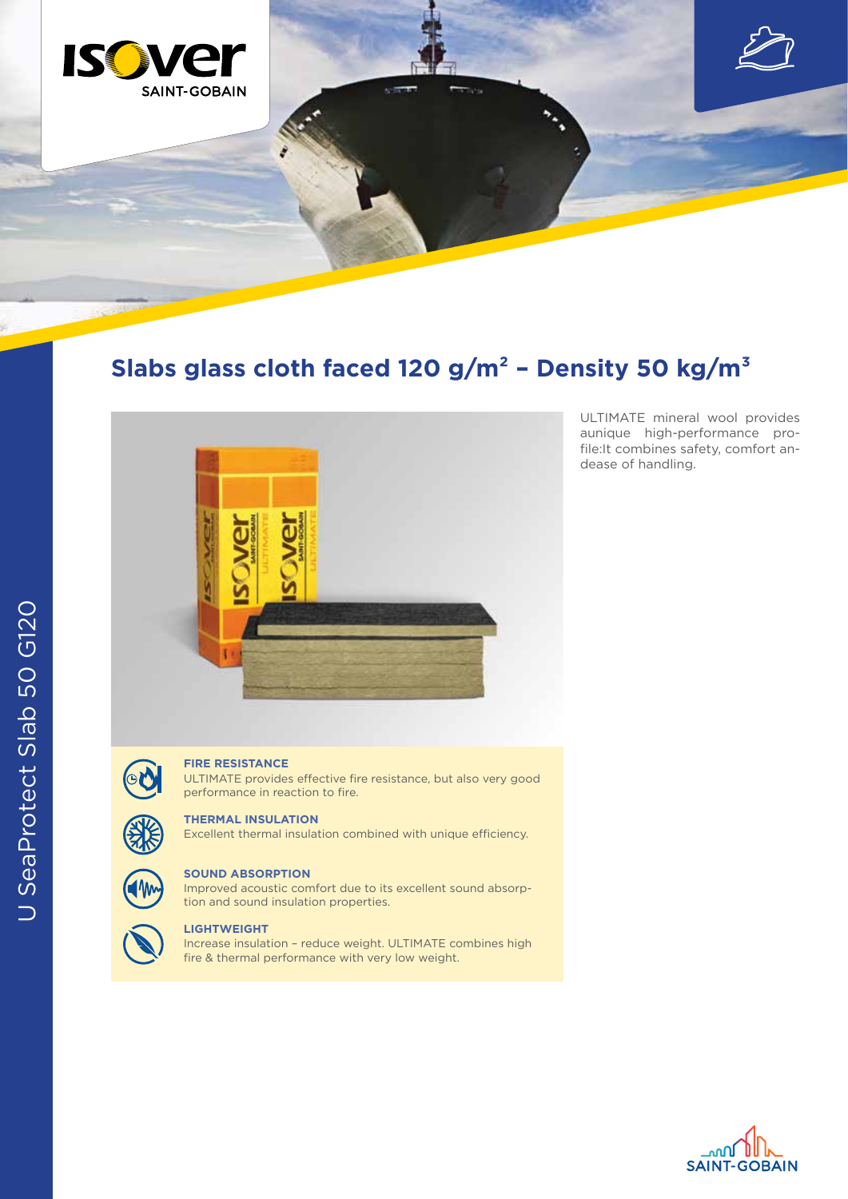U SeaProtect Slab 50 G120

# Slabs glass cloth faced 120 g/m² – Density 50 kg/m³

ULTIMATE mineral wool provides aunique high-performance profile:It combines safety, comfort andease of handling.

**FIRE RESISTANCE**
ULTIMATE provides effective fire resistance, but also very good performance in reaction to fire.

**THERMAL INSULATION**
Excellent thermal insulation combined with unique efficiency.

**SOUND ABSORPTION**
Improved acoustic comfort due to its excellent sound absorption and sound insulation properties.

**LIGHTWEIGHT**
Increase insulation – reduce weight. ULTIMATE combines high fire & thermal performance with very low weight.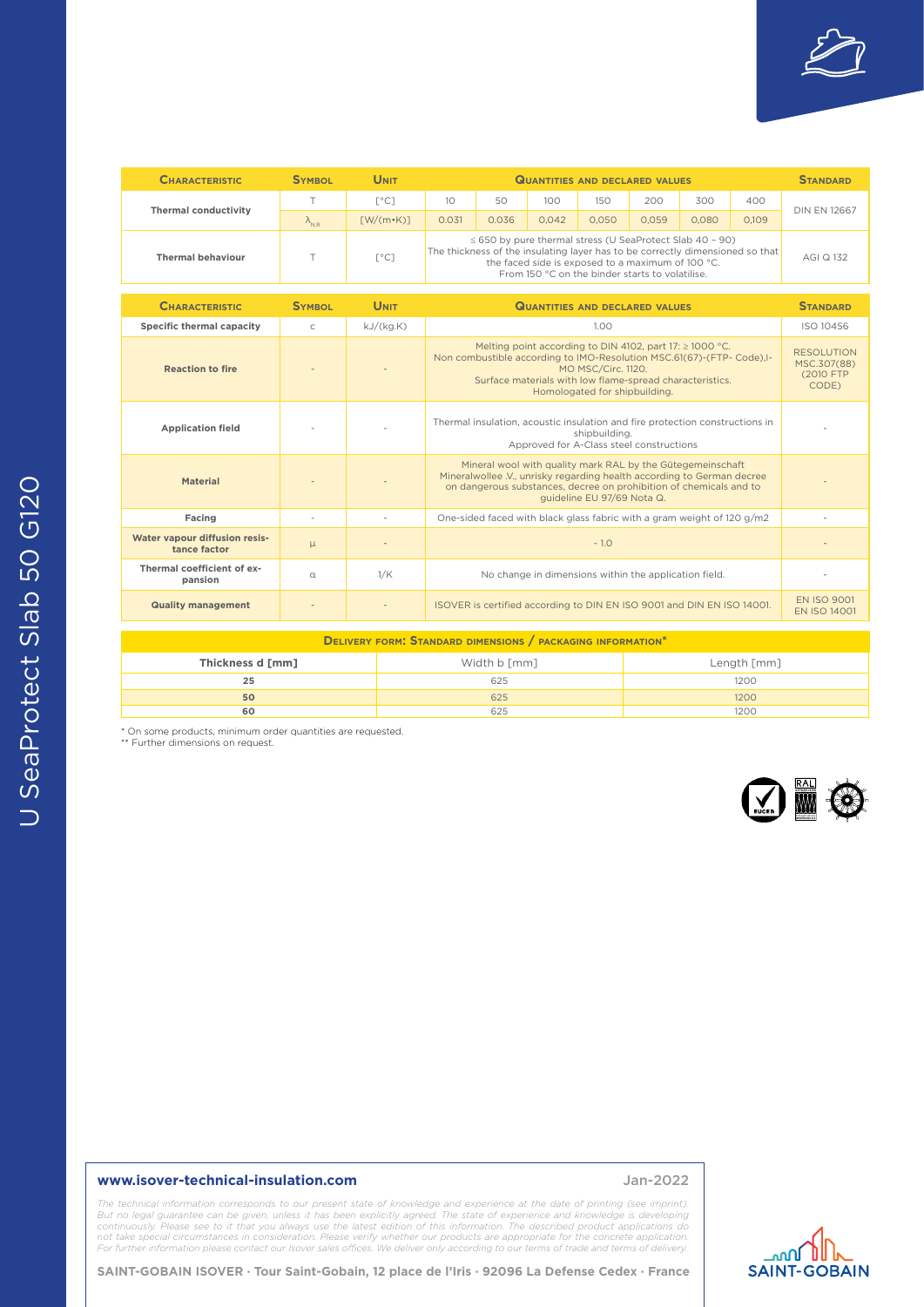| Characteristic | Symbol | Unit | Quantities and declared values | | | | | | | Standard |
|---|---|---|---|---|---|---|---|---|---|---|
| Thermal conductivity | T | [°C] | 10 | 50 | 100 | 150 | 200 | 300 | 400 | DIN EN 12667 |
| | $\lambda_{N,R}$ | [W/(m•K)] | 0.031 | 0.036 | 0,042 | 0,050 | 0,059 | 0,080 | 0,109 | |
| Thermal behaviour | T | [°C] | ≤ 650 by pure thermal stress (U SeaProtect Slab 40 – 90) The thickness of the insulating layer has to be correctly dimensioned so that the faced side is exposed to a maximum of 100 °C. From 150 °C on the binder starts to volatilise. | | | | | | | AGI Q 132 |

| Characteristic | Symbol | Unit | Quantities and declared values | Standard |
|---|---|---|---|---|
| Specific thermal capacity | c | kJ/(kg.K) | 1.00 | ISO 10456 |
| Reaction to fire | - | - | Melting point according to DIN 4102, part 17: ≥ 1000 °C. Non combustible according to IMO-Resolution MSC.61(67)-(FTP- Code),IMO MSC/Circ. 1120. Surface materials with low flame-spread characteristics. Homologated for shipbuilding. | RESOLUTION MSC.307(88) (2010 FTP CODE) |
| Application field | - | - | Thermal insulation, acoustic insulation and fire protection constructions in shipbuilding. Approved for A-Class steel constructions | - |
| Material | - | - | Mineral wool with quality mark RAL by the Gütegemeinschaft Mineralwollee .V., unrisky regarding health according to German decree on dangerous substances, decree on prohibition of chemicals and to guideline EU 97/69 Nota Q. | - |
| Facing | - | - | One-sided faced with black glass fabric with a gram weight of 120 g/m2 | - |
| Water vapour diffusion resistance factor | μ | - | ~ 1.0 | - |
| Thermal coefficient of expansion | α | 1/K | No change in dimensions within the application field. | - |
| Quality management | - | - | ISOVER is certified according to DIN EN ISO 9001 and DIN EN ISO 14001. | EN ISO 9001 EN ISO 14001 |

| Delivery form: Standard dimensions / packaging information* | | |
|---|---|---|
| Thickness d [mm] | Width b [mm] | Length [mm] |
| 25 | 625 | 1200 |
| 50 | 625 | 1200 |
| 60 | 625 | 1200 |

* On some products, minimum order quantities are requested.
** Further dimensions on request.

**www.isover-technical-insulation.com** Jan-2022

*The technical information corresponds to our present state of knowledge and experience at the date of printing (see imprint). But no legal guarantee can be given, unless it has been explicitly agreed. The state of experience and knowledge is developing continuously. Please see to it that you always use the latest edition of this information. The described product applications do not take special circumstances in consideration. Please verify whether our products are appropriate for the concrete application. For further information please contact our Isover sales offices. We deliver only according to our terms of trade and terms of delivery.*

**SAINT-GOBAIN ISOVER · Tour Saint-Gobain, 12 place de l'Iris · 92096 La Defense Cedex · France**